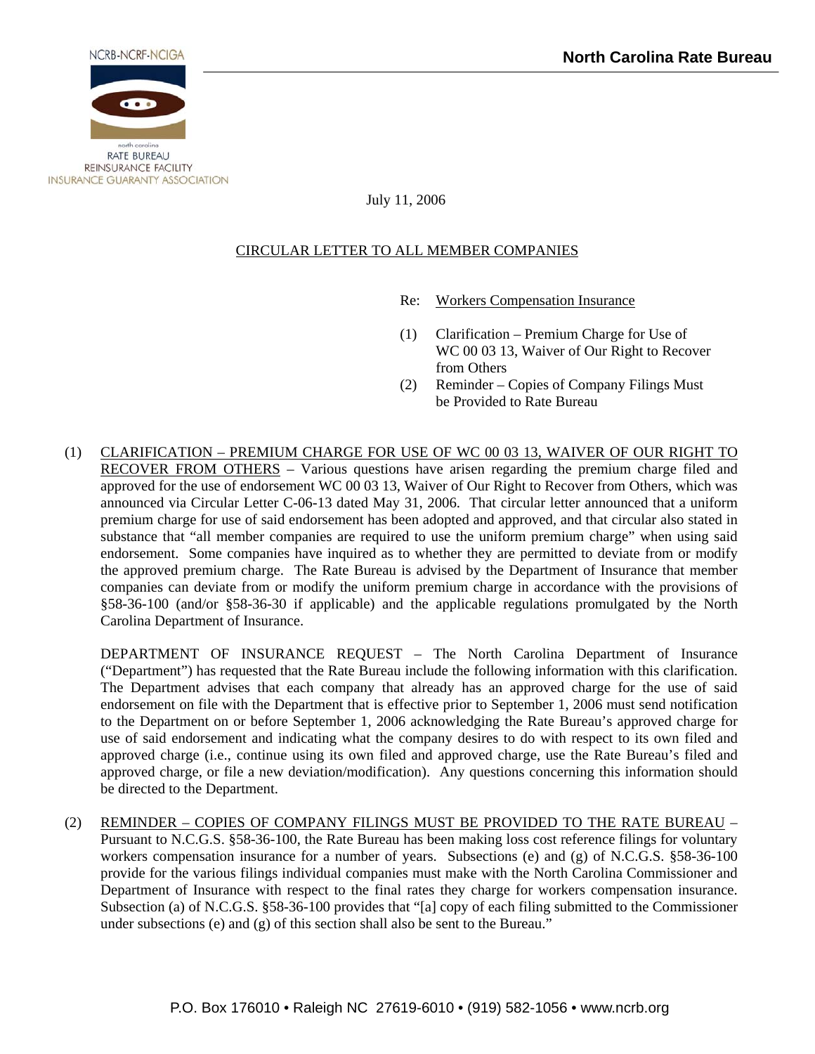NCRB-NCRF-NCIGA

north carolina
RATE BUREAU
REINSURANCE FACILITY
INSURANCE GUARANTY ASSOCIATION

**North Carolina Rate Bureau**

July 11, 2006

CIRCULAR LETTER TO ALL MEMBER COMPANIES

Re: Workers Compensation Insurance

(1) Clarification – Premium Charge for Use of WC 00 03 13, Waiver of Our Right to Recover from Others

(2) Reminder – Copies of Company Filings Must be Provided to Rate Bureau

(1) CLARIFICATION – PREMIUM CHARGE FOR USE OF WC 00 03 13, WAIVER OF OUR RIGHT TO RECOVER FROM OTHERS – Various questions have arisen regarding the premium charge filed and approved for the use of endorsement WC 00 03 13, Waiver of Our Right to Recover from Others, which was announced via Circular Letter C-06-13 dated May 31, 2006. That circular letter announced that a uniform premium charge for use of said endorsement has been adopted and approved, and that circular also stated in substance that "all member companies are required to use the uniform premium charge" when using said endorsement. Some companies have inquired as to whether they are permitted to deviate from or modify the approved premium charge. The Rate Bureau is advised by the Department of Insurance that member companies can deviate from or modify the uniform premium charge in accordance with the provisions of §58-36-100 (and/or §58-36-30 if applicable) and the applicable regulations promulgated by the North Carolina Department of Insurance.

DEPARTMENT OF INSURANCE REQUEST – The North Carolina Department of Insurance ("Department") has requested that the Rate Bureau include the following information with this clarification. The Department advises that each company that already has an approved charge for the use of said endorsement on file with the Department that is effective prior to September 1, 2006 must send notification to the Department on or before September 1, 2006 acknowledging the Rate Bureau's approved charge for use of said endorsement and indicating what the company desires to do with respect to its own filed and approved charge (i.e., continue using its own filed and approved charge, use the Rate Bureau's filed and approved charge, or file a new deviation/modification). Any questions concerning this information should be directed to the Department.

(2) REMINDER – COPIES OF COMPANY FILINGS MUST BE PROVIDED TO THE RATE BUREAU – Pursuant to N.C.G.S. §58-36-100, the Rate Bureau has been making loss cost reference filings for voluntary workers compensation insurance for a number of years. Subsections (e) and (g) of N.C.G.S. §58-36-100 provide for the various filings individual companies must make with the North Carolina Commissioner and Department of Insurance with respect to the final rates they charge for workers compensation insurance. Subsection (a) of N.C.G.S. §58-36-100 provides that "[a] copy of each filing submitted to the Commissioner under subsections (e) and (g) of this section shall also be sent to the Bureau."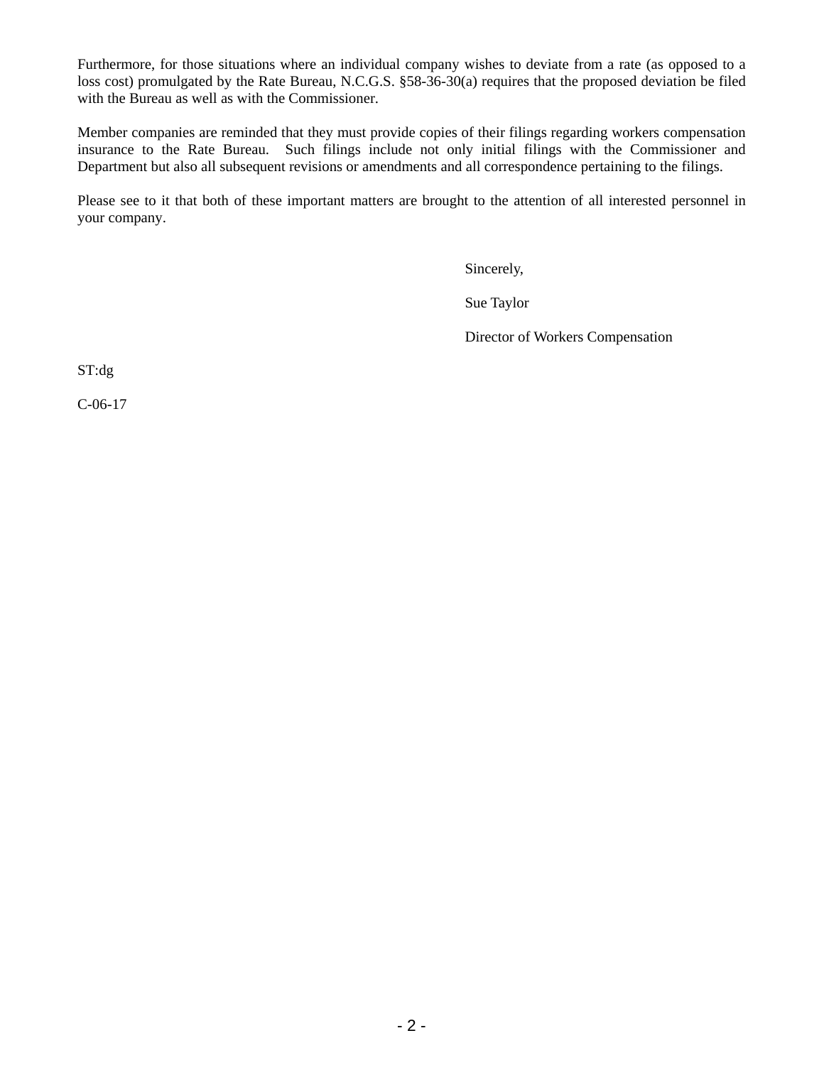Furthermore, for those situations where an individual company wishes to deviate from a rate (as opposed to a loss cost) promulgated by the Rate Bureau, N.C.G.S. §58-36-30(a) requires that the proposed deviation be filed with the Bureau as well as with the Commissioner.

Member companies are reminded that they must provide copies of their filings regarding workers compensation insurance to the Rate Bureau. Such filings include not only initial filings with the Commissioner and Department but also all subsequent revisions or amendments and all correspondence pertaining to the filings.

Please see to it that both of these important matters are brought to the attention of all interested personnel in your company.

Sincerely,

Sue Taylor

Director of Workers Compensation

ST:dg

C-06-17